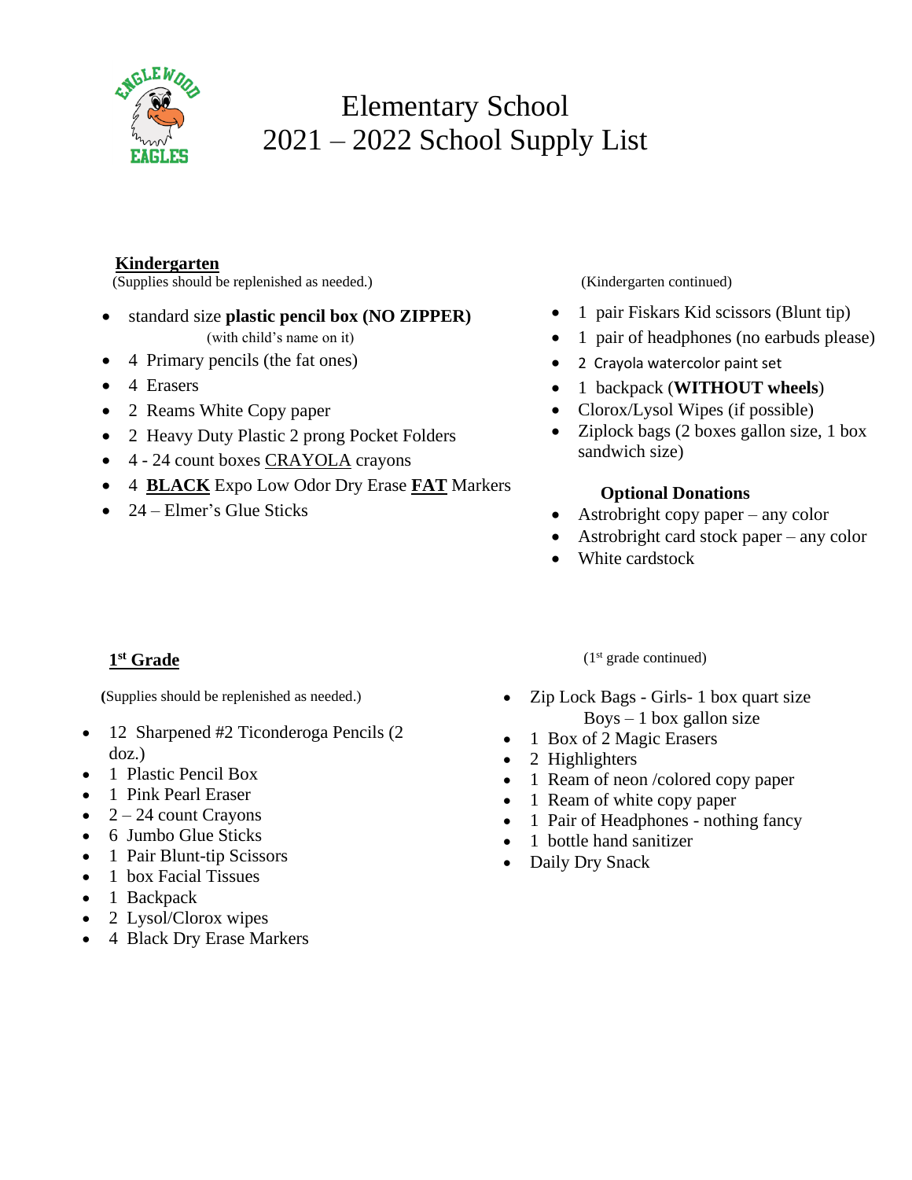# Elementary School
# 2021 – 2022 School Supply List

## Kindergarten

(Supplies should be replenished as needed.)

- standard size **plastic pencil box (NO ZIPPER)** (with child's name on it)
- 4 Primary pencils (the fat ones)
- 4 Erasers
- 2 Reams White Copy paper
- 2 Heavy Duty Plastic 2 prong Pocket Folders
- 4 - 24 count boxes CRAYOLA crayons
- 4 **BLACK** Expo Low Odor Dry Erase **FAT** Markers
- 24 – Elmer's Glue Sticks

(Kindergarten continued)

- 1 pair Fiskars Kid scissors (Blunt tip)
- 1 pair of headphones (no earbuds please)
- 2 Crayola watercolor paint set
- 1 backpack (**WITHOUT wheels**)
- Clorox/Lysol Wipes (if possible)
- Ziplock bags (2 boxes gallon size, 1 box sandwich size)

### Optional Donations

- Astrobright copy paper – any color
- Astrobright card stock paper – any color
- White cardstock

## 1st Grade

(Supplies should be replenished as needed.)

- 12 Sharpened #2 Ticonderoga Pencils (2 doz.)
- 1 Plastic Pencil Box
- 1 Pink Pearl Eraser
- 2 – 24 count Crayons
- 6 Jumbo Glue Sticks
- 1 Pair Blunt-tip Scissors
- 1 box Facial Tissues
- 1 Backpack
- 2 Lysol/Clorox wipes
- 4 Black Dry Erase Markers

(1st grade continued)

- Zip Lock Bags - Girls- 1 box quart size
  Boys – 1 box gallon size
- 1 Box of 2 Magic Erasers
- 2 Highlighters
- 1 Ream of neon /colored copy paper
- 1 Ream of white copy paper
- 1 Pair of Headphones - nothing fancy
- 1 bottle hand sanitizer
- Daily Dry Snack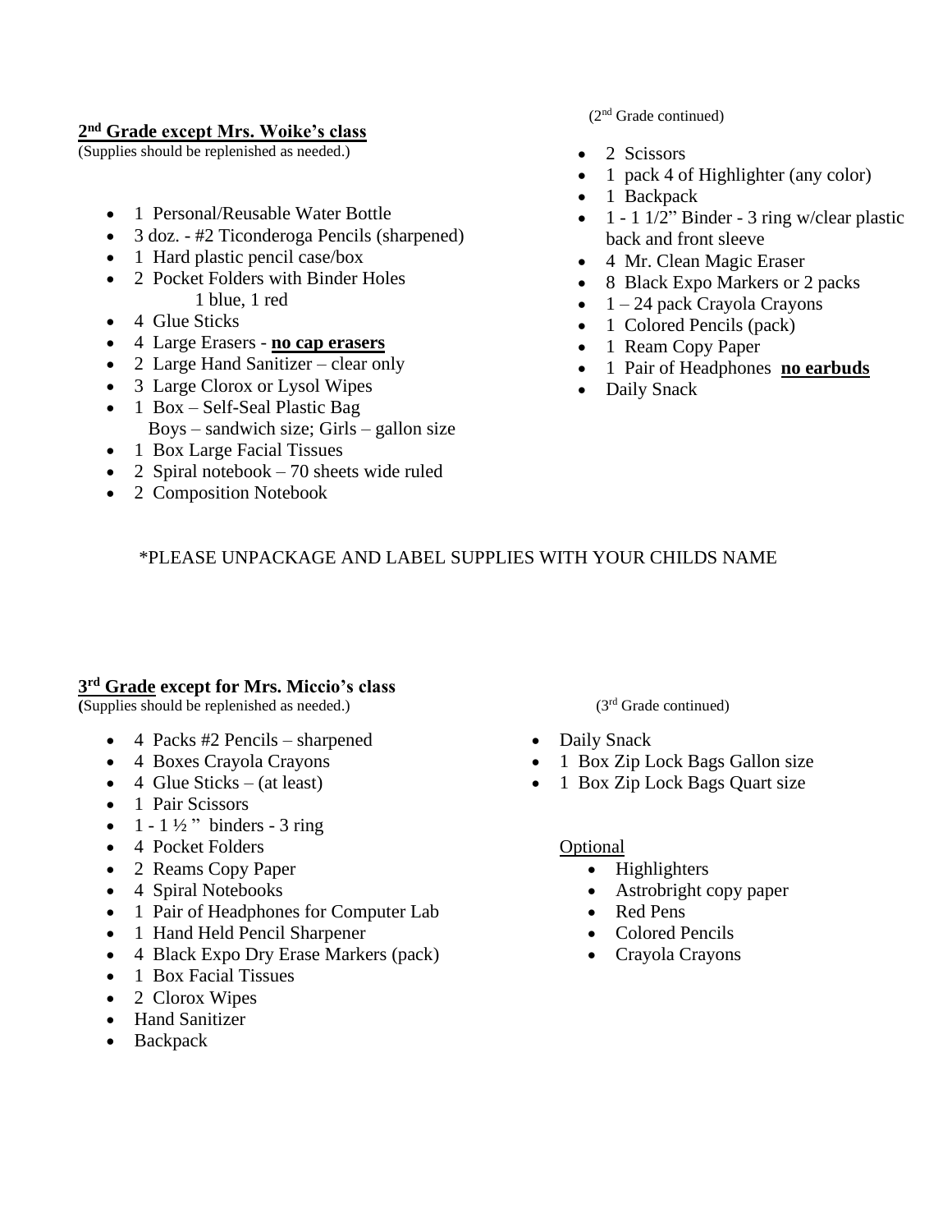## 2nd Grade except Mrs. Woike's class

(Supplies should be replenished as needed.)

- 1 Personal/Reusable Water Bottle
- 3 doz. - #2 Ticonderoga Pencils (sharpened)
- 1 Hard plastic pencil case/box
- 2 Pocket Folders with Binder Holes
  1 blue, 1 red
- 4 Glue Sticks
- 4 Large Erasers - **no cap erasers**
- 2 Large Hand Sanitizer – clear only
- 3 Large Clorox or Lysol Wipes
- 1 Box – Self-Seal Plastic Bag
  Boys – sandwich size; Girls – gallon size
- 1 Box Large Facial Tissues
- 2 Spiral notebook – 70 sheets wide ruled
- 2 Composition Notebook

(2nd Grade continued)

- 2 Scissors
- 1 pack 4 of Highlighter (any color)
- 1 Backpack
- 1 - 1 1/2" Binder - 3 ring w/clear plastic back and front sleeve
- 4 Mr. Clean Magic Eraser
- 8 Black Expo Markers or 2 packs
- 1 – 24 pack Crayola Crayons
- 1 Colored Pencils (pack)
- 1 Ream Copy Paper
- 1 Pair of Headphones **no earbuds**
- Daily Snack

*PLEASE UNPACKAGE AND LABEL SUPPLIES WITH YOUR CHILDS NAME

## 3rd Grade except for Mrs. Miccio's class

(Supplies should be replenished as needed.)

- 4 Packs #2 Pencils – sharpened
- 4 Boxes Crayola Crayons
- 4 Glue Sticks – (at least)
- 1 Pair Scissors
- 1 - 1 ½ " binders - 3 ring
- 4 Pocket Folders
- 2 Reams Copy Paper
- 4 Spiral Notebooks
- 1 Pair of Headphones for Computer Lab
- 1 Hand Held Pencil Sharpener
- 4 Black Expo Dry Erase Markers (pack)
- 1 Box Facial Tissues
- 2 Clorox Wipes
- Hand Sanitizer
- Backpack

(3rd Grade continued)

- Daily Snack
- 1 Box Zip Lock Bags Gallon size
- 1 Box Zip Lock Bags Quart size

Optional

- Highlighters
- Astrobright copy paper
- Red Pens
- Colored Pencils
- Crayola Crayons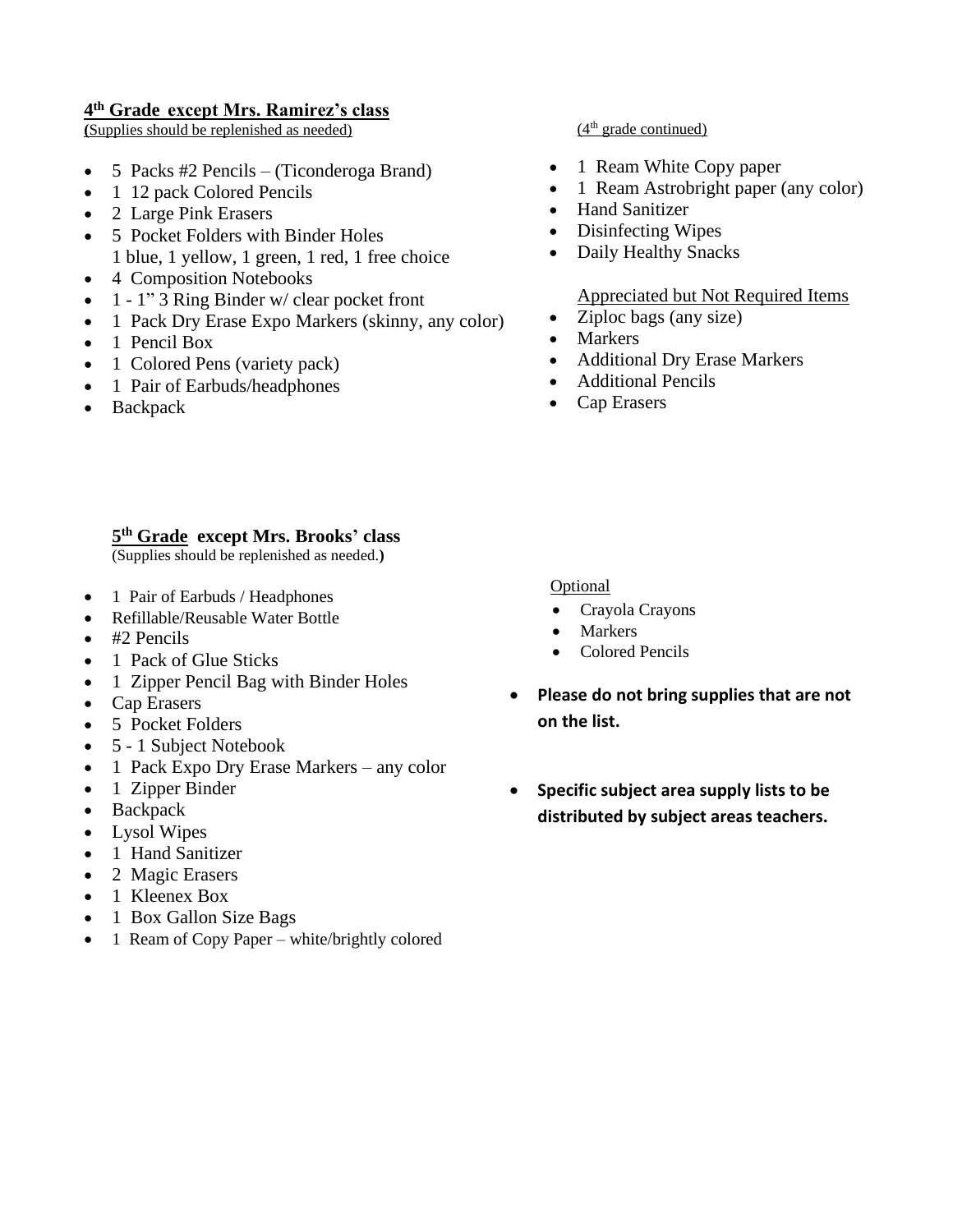## 4th Grade except Mrs. Ramirez's class

(Supplies should be replenished as needed)

- 5 Packs #2 Pencils – (Ticonderoga Brand)
- 1 12 pack Colored Pencils
- 2 Large Pink Erasers
- 5 Pocket Folders with Binder Holes
  1 blue, 1 yellow, 1 green, 1 red, 1 free choice
- 4 Composition Notebooks
- 1 - 1" 3 Ring Binder w/ clear pocket front
- 1 Pack Dry Erase Expo Markers (skinny, any color)
- 1 Pencil Box
- 1 Colored Pens (variety pack)
- 1 Pair of Earbuds/headphones
- Backpack

(4th grade continued)

- 1 Ream White Copy paper
- 1 Ream Astrobright paper (any color)
- Hand Sanitizer
- Disinfecting Wipes
- Daily Healthy Snacks

Appreciated but Not Required Items

- Ziploc bags (any size)
- Markers
- Additional Dry Erase Markers
- Additional Pencils
- Cap Erasers

## 5th Grade except Mrs. Brooks' class

(Supplies should be replenished as needed.)

- 1 Pair of Earbuds / Headphones
- Refillable/Reusable Water Bottle
- #2 Pencils
- 1 Pack of Glue Sticks
- 1 Zipper Pencil Bag with Binder Holes
- Cap Erasers
- 5 Pocket Folders
- 5 - 1 Subject Notebook
- 1 Pack Expo Dry Erase Markers – any color
- 1 Zipper Binder
- Backpack
- Lysol Wipes
- 1 Hand Sanitizer
- 2 Magic Erasers
- 1 Kleenex Box
- 1 Box Gallon Size Bags
- 1 Ream of Copy Paper – white/brightly colored

Optional

- Crayola Crayons
- Markers
- Colored Pencils

- **Please do not bring supplies that are not on the list.**
- **Specific subject area supply lists to be distributed by subject areas teachers.**